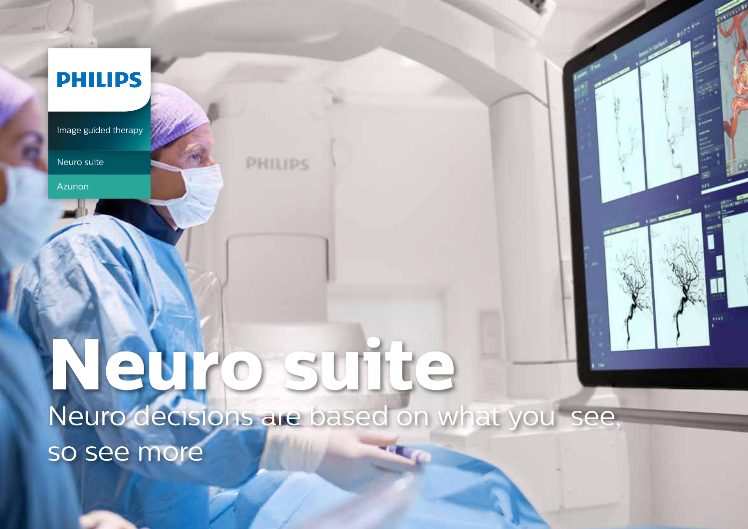PHILIPS

Image guided therapy

Neuro suite

Azurion

# Neuro suite

Neuro decisions are based on what you see, so see more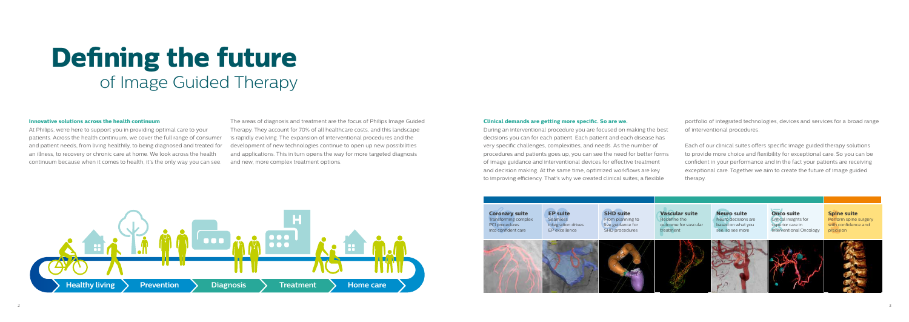# Defining the future

## of Image Guided Therapy

### Innovative solutions across the health continuum

At Philips, we're here to support you in providing optimal care to your patients. Across the health continuum, we cover the full range of consumer and patient needs, from living healthily, to being diagnosed and treated for an illness, to recovery or chronic care at home. We look across the health continuum because when it comes to health, it's the only way you can see.

The areas of diagnosis and treatment are the focus of Philips Image Guided Therapy. They account for 70% of all healthcare costs, and this landscape is rapidly evolving. The expansion of interventional procedures and the development of new technologies continue to open up new possibilities and applications. This in turn opens the way for more targeted diagnosis and new, more complex treatment options.

Healthy living › Prevention › Diagnosis › Treatment › Home care

### Clinical demands are getting more specific. So are we.

During an interventional procedure you are focused on making the best decisions you can for each patient. Each patient and each disease has very specific challenges, complexities, and needs. As the number of procedures and patients goes up, you can see the need for better forms of image guidance and interventional devices for effective treatment and decision making. At the same time, optimized workflows are key to improving efficiency. That's why we created clinical suites; a flexible portfolio of integrated technologies, devices and services for a broad range of interventional procedures.

Each of our clinical suites offers specific image guided therapy solutions to provide more choice and flexibility for exceptional care. So you can be confident in your performance and in the fact your patients are receiving exceptional care. Together we aim to create the future of image guided therapy.

**Coronary suite**
Transforming complex PCI procedures into confident care

**EP suite**
Seamless integration drives EP excellence

**SHD suite**
From planning to live guidance for SHD procedures

**Vascular suite**
Redefine the outcome for vascular treatment

**Neuro suite**
Neuro decisions are based on what you see, so see more

**Onco suite**
Critical insights for superior care in Interventional Oncology

**Spine suite**
Perform spine surgery with confidence and precision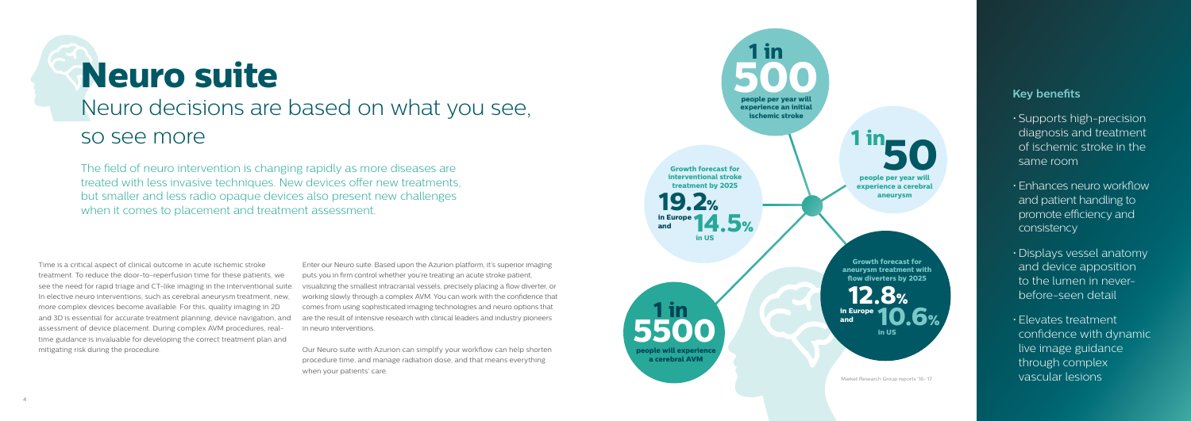# Neuro suite

## Neuro decisions are based on what you see, so see more

The field of neuro intervention is changing rapidly as more diseases are treated with less invasive techniques. New devices offer new treatments, but smaller and less radio opaque devices also present new challenges when it comes to placement and treatment assessment.

Time is a critical aspect of clinical outcome in acute ischemic stroke treatment. To reduce the door-to-reperfusion time for these patients, we see the need for rapid triage and CT-like imaging in the interventional suite. In elective neuro interventions, such as cerebral aneurysm treatment, new, more complex devices become available. For this, quality imaging in 2D and 3D is essential for accurate treatment planning, device navigation, and assessment of device placement. During complex AVM procedures, real-time guidance is invaluable for developing the correct treatment plan and mitigating risk during the procedure.

Enter our Neuro suite. Based upon the Azurion platform, it's superior imaging puts you in firm control whether you're treating an acute stroke patient, visualizing the smallest intracranial vessels, precisely placing a flow diverter, or working slowly through a complex AVM. You can work with the confidence that comes from using sophisticated imaging technologies and neuro options that are the result of intensive research with clinical leaders and industry pioneers in neuro interventions.

Our Neuro suite with Azurion can simplify your workflow can help shorten procedure time, and manage radiation dose, and that means everything when your patients' care.

**1 in 500** people per year will experience an initial ischemic stroke

**1 in 50** people per year will experience a cerebral aneurysm

Growth forecast for interventional stroke treatment by 2025: **19.2%** in Europe and **14.5%** in US

Growth forecast for aneurysm treatment with flow diverters by 2025: **12.8%** in Europe and **10.6%** in US

**1 in 5500** people will experience a cerebral AVM

Market Research Group reports '16-17

### Key benefits

- Supports high-precision diagnosis and treatment of ischemic stroke in the same room
- Enhances neuro workflow and patient handling to promote efficiency and consistency
- Displays vessel anatomy and device apposition to the lumen in never-before-seen detail
- Elevates treatment confidence with dynamic live image guidance through complex vascular lesions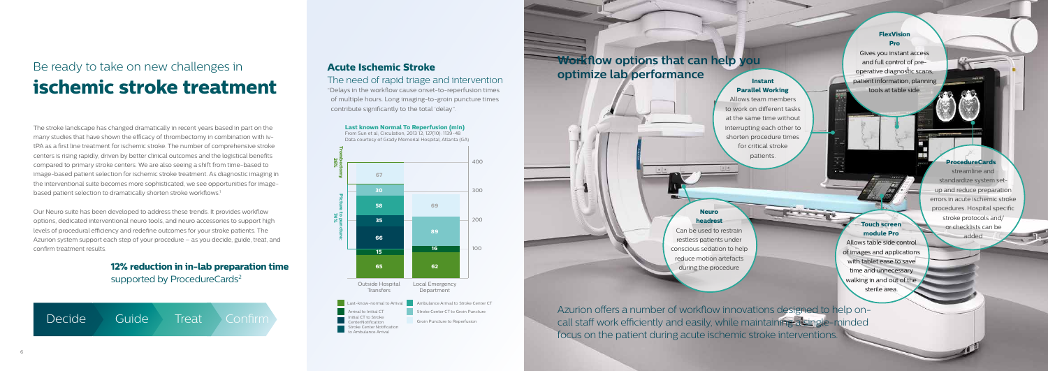# Be ready to take on new challenges in **ischemic stroke treatment**

The stroke landscape has changed dramatically in recent years based in part on the many studies that have shown the efficacy of thrombectomy in combination with iv-tPA as a first line treatment for ischemic stroke. The number of comprehensive stroke centers is rising rapidly, driven by better clinical outcomes and the logistical benefits compared to primary stroke centers. We are also seeing a shift from time-based to image-based patient selection for ischemic stroke treatment. As diagnostic imaging in the interventional suite becomes more sophisticated, we see opportunities for image-based patient selection to dramatically shorten stroke workflows.[1]

Our Neuro suite has been developed to address these trends. It provides workflow options, dedicated interventional neuro tools, and neuro accessories to support high levels of procedural efficiency and redefine outcomes for your stroke patients. The Azurion system support each step of your procedure – as you decide, guide, treat, and confirm treatment results.

**12% reduction in in-lab preparation time**
supported by ProcedureCards[2]

Decide › Guide › Treat › Confirm

## Acute Ischemic Stroke

### The need of rapid triage and intervention

"Delays in the workflow cause onset-to-reperfusion times of multiple hours. Long imaging-to-groin puncture times contribute significantly to the total 'delay'".

**Last known Normal To Reperfusion (min)**
From Sun et al, Circulation, 2013 12; 127(10): 1139–48
Data courtesy of Grady Memorial Hospital, Atlanta (GA)

Treatment: 26%
Picture to puncture: 74%

| Segment | Outside Hospital Transfers | Local Emergency Department |
|---|---|---|
| Last-known-normal to Arrival | 65 | 62 |
| Arrival to Initial CT | 15 | 16 |
| Initial CT to Stroke Center Notification | 66 | |
| Stroke Center Notification to Ambulance Arrival | 35 | |
| Ambulance Arrival to Stroke Center CT | 58 | |
| Stroke Center CT to Groin Puncture | 30 | 89 |
| Groin Puncture to Reperfusion | 67 | 69 |

## Workflow options that can help you optimize lab performance

**Instant Parallel Working**
Allows team members to work on different tasks at the same time without interrupting each other to shorten procedure times for critical stroke patients.

**FlexVision Pro**
Gives you instant access and full control of pre-operative diagnostic scans, patient information, planning tools at table side.

**ProcedureCards**
streamline and standardize system set-up and reduce preparation errors in acute ischemic stroke procedures. Hospital specific stroke protocols and/or checklists can be added

**Neuro headrest**
Can be used to restrain restless patients under conscious sedation to help reduce motion artefacts during the procedure

**Touch screen module Pro**
Allows table side control of images and applications with tablet ease to save time and unnecessary walking in and out of the sterile area.

Azurion offers a number of workflow innovations designed to help on-call staff work efficiently and easily, while maintaining a single-minded focus on the patient during acute ischemic stroke interventions.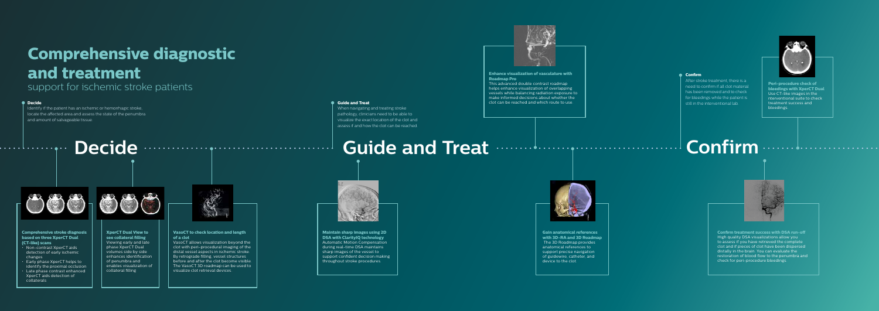# Comprehensive diagnostic and treatment

support for ischemic stroke patients

**Decide**

Identify if the patient has an ischemic or hemorrhagic stroke, locate the affected area and assess the state of the penumbra and amount of salvageable tissue.

## Decide

**Comprehensive stroke diagnosis based on three XperCT Dual (CT-like) scans**

- Non-contrast XperCT aids detection of early ischemic changes
- Early phase XperCT helps to identify the proximal occlusion
- Late phase contrast enhanced XperCT aids detection of collaterals

**XperCT Dual View to see collateral filling**

Viewing early and late phase XperCT Dual volumes side by side enhances identification of penumbra and enables visualization of collateral filling

**VasoCT to check location and length of a clot**

VasoCT allows visualization beyond the clot with peri-procedural imaging of the distal vessel aspects in ischemic stroke. By retrograde filling, vessel structures before and after the clot become visible. The VasoCT 3D roadmap can be used to visualize clot retrieval devices.

**Guide and Treat**

When navigating and treating stroke pathology, clinicians need to be able to visualize the exact location of the clot and assess if and how the clot can be reached.

## Guide and Treat

**Enhance visualization of vasculature with Roadmap Pro**

This advanced double contrast roadmap helps enhance visualization of overlapping vessels while balancing radiation exposure to make informed decisions about whether the clot can be reached and which route to use.

**Maintain sharp images using 2D DSA with ClarityIQ technology**

Automatic Motion Compensation during real-time DSA maintains sharp images of the vessel to support confident decision making throughout stroke procedures.

**Gain anatomical references with 3D-RA and 3D Roadmap**

The 3D Roadmap provides anatomical references to support precise navigation of guidewire, catheter, and device to the clot.

**Confirm**

After stroke treatment, there is a need to confirm if all clot material has been removed and to check for bleedings while the patient is still in the interventional lab.

## Confirm

**Peri-procedure check of bleedings with XperCT Dual**

Use CT-like images in the nterventional suite to check treatment success and bleedings.

**Confirm treatment success with DSA run-off**

High quality DSA visualizations allow you to assess if you have retrieved the complete clot and if pieces of clot have been dispersed distally in the brain. You can evaluate the restoration of blood flow to the penumbra and check for peri-procedure bleedings.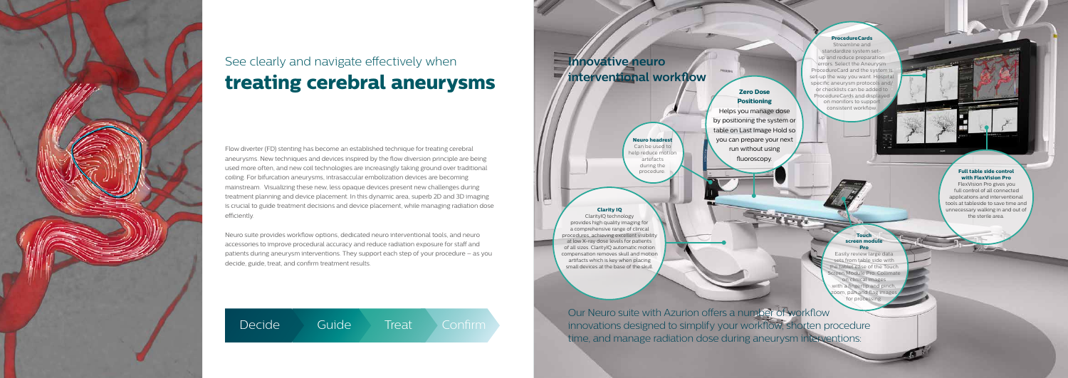# See clearly and navigate effectively when **treating cerebral aneurysms**

Flow diverter (FD) stenting has become an established technique for treating cerebral aneurysms. New techniques and devices inspired by the flow diversion principle are being used more often, and new coil technologies are increasingly taking ground over traditional coiling. For bifurcation aneurysms, intrasaccular embolization devices are becoming mainstream. Visualizing these new, less opaque devices present new challenges during treatment planning and device placement. In this dynamic area, superb 2D and 3D imaging is crucial to guide treatment decisions and device placement, while managing radiation dose efficiently.

Neuro suite provides workflow options, dedicated neuro interventional tools, and neuro accessories to improve procedural accuracy and reduce radiation exposure for staff and patients during aneurysm interventions. They support each step of your procedure – as you decide, guide, treat, and confirm treatment results.

Decide · Guide · Treat · Confirm

## Innovative neuro interventional workflow

**ProcedureCards**
Streamline and standardize system set-up and reduce preparation errors. Select the Aneurysm ProcedureCard and the system is set-up the way you want. Hospital specific aneurysm protocols and/or checklists can be added to ProcedureCards and displayed on monitors to support consistent workflow.

**Zero Dose Positioning**
Helps you manage dose by positioning the system or table on Last Image Hold so you can prepare your next run without using fluoroscopy.

**Neuro headrest**
Can be used to help reduce motion artefacts during the procedure.

**Clarity IQ**
ClarityIQ technology provides high quality imaging for a comprehensive range of clinical procedures, achieving excellent visibility at low X-ray dose levels for patients of all sizes. ClarityIQ automatic motion compensation removes skull and motion artifacts which is key when placing small devices at the base of the skull.

**Full table side control with FlexVision Pro**
FlexVision Pro gives you full control of all connected applications and interventional tools at tableside to save time and unnecessary walking in and out of the sterile area.

**Touch screen module Pro**
Easily review large data sets from table side with the tablet ease of the Touch Screen Module Pro. Collimate on clinical images with a fingertip and pinch, zoom, pan and flag images for processing.

Our Neuro suite with Azurion offers a number of workflow innovations designed to simplify your workflow, shorten procedure time, and manage radiation dose during aneurysm interventions: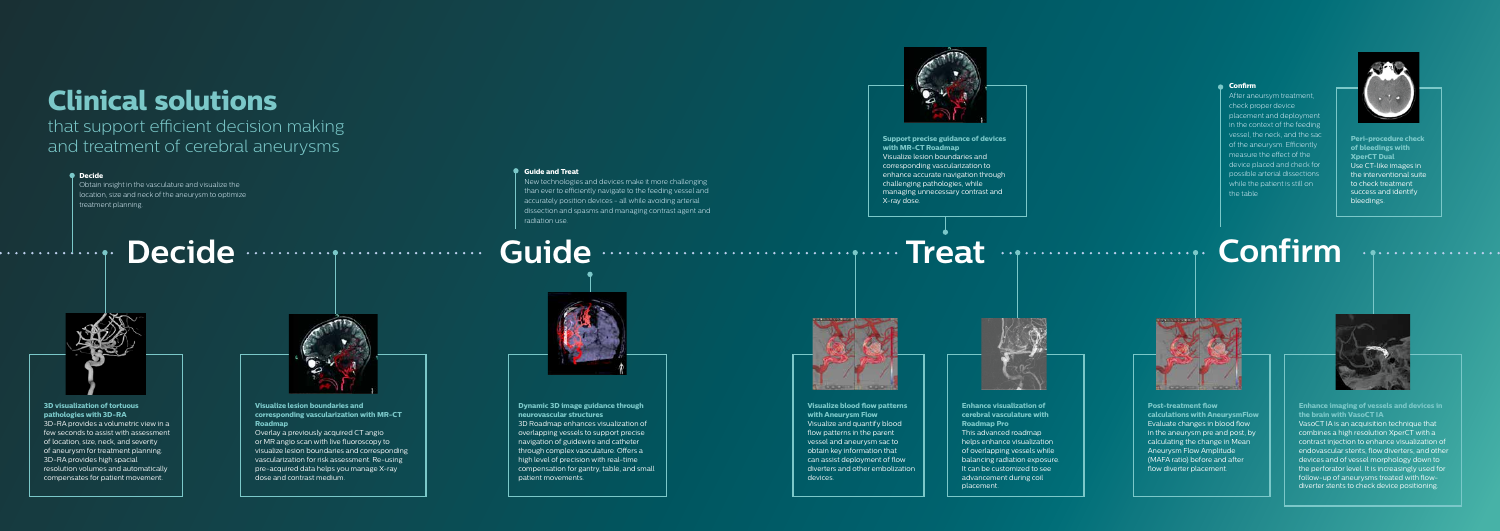# Clinical solutions

that support efficient decision making and treatment of cerebral aneurysms

**Decide**
Obtain insight in the vasculature and visualize the location, size and neck of the aneurysm to optimize treatment planning.

**Guide and Treat**
New technologies and devices make it more challenging than ever to efficiently navigate to the feeding vessel and accurately position devices - all while avoiding arterial dissection and spasms and managing contrast agent and radiation use.

**Confirm**
After aneurysm treatment, check proper device placement and deployment in the context of the feeding vessel, the neck, and the sac of the aneurysm. Efficiently measure the effect of the device placed and check for possible arterial dissections while the patient is still on the table.

## Decide

**3D visualization of tortuous pathologies with 3D-RA**
3D-RA provides a volumetric view in a few seconds to assist with assessment of location, size, neck, and severity of aneurysm for treatment planning. 3D-RA provides high spacial resolution volumes and automatically compensates for patient movement.

**Visualize lesion boundaries and corresponding vascularization with MR-CT Roadmap**
Overlay a previously acquired CT angio or MR angio scan with live fluoroscopy to visualize lesion boundaries and corresponding vascularization for risk assessment. Re-using pre-acquired data helps you manage X-ray dose and contrast medium.

## Guide

**Dynamic 3D image guidance through neurovascular structures**
3D Roadmap enhances visualization of overlapping vessels to support precise navigation of guidewire and catheter through complex vasculature. Offers a high level of precision with real-time compensation for gantry, table, and small patient movements.

## Treat

**Support precise guidance of devices with MR-CT Roadmap**
Visualize lesion boundaries and corresponding vascularization to enhance accurate navigation through challenging pathologies, while managing unnecessary contrast and X-ray dose.

**Visualize blood flow patterns with Aneurysm Flow**
Visualize and quantify blood flow patterns in the parent vessel and aneurysm sac to obtain key information that can assist deployment of flow diverters and other embolization devices.

**Enhance visualization of cerebral vasculature with Roadmap Pro**
This advanced roadmap helps enhance visualization of overlapping vessels while balancing radiation exposure. It can be customized to see advancement during coil placement.

## Confirm

**Peri-procedure check of bleedings with XperCT Dual**
Use CT-like images in the interventional suite to check treatment success and identify bleedings.

**Post-treatment flow calculations with AneurysmFlow**
Evaluate changes in blood flow in the aneurysm pre and post, by calculating the change in Mean Aneurysm Flow Amplitude (MAFA ratio) before and after flow diverter placement.

**Enhance imaging of vessels and devices in the brain with VasoCT IA**
VasoCT IA is an acquisition technique that combines a high resolution XperCT with a contrast injection to enhance visualization of endovascular stents, flow diverters, and other devices and of vessel morphology down to the perforator level. It is increasingly used for follow-up of aneurysms treated with flow-diverter stents to check device positioning.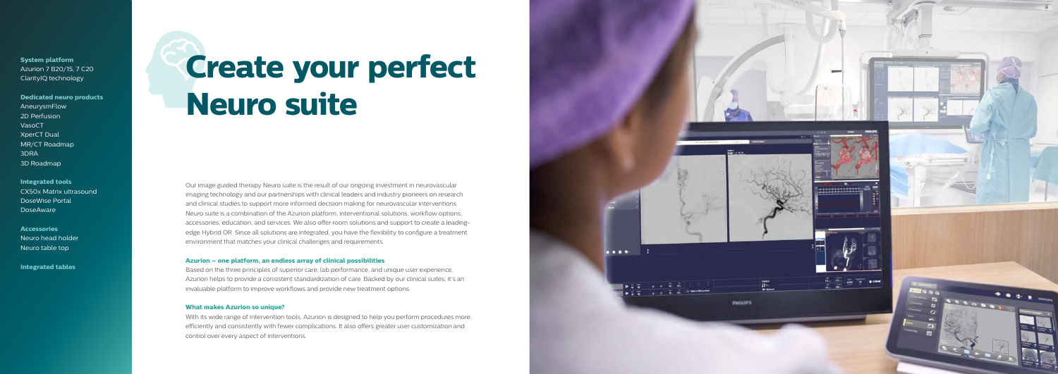**System platform**
Azurion 7 B20/15, 7 C20
ClarityIQ technology

**Dedicated neuro products**
AneurysmFlow
2D Perfusion
VasoCT
XperCT Dual
MR/CT Roadmap
3DRA
3D Roadmap

**Integrated tools**
CX50x Matrix ultrasound
DoseWise Portal
DoseAware

**Accessories**
Neuro head holder
Neuro table top

**Integrated tables**

# Create your perfect Neuro suite

Our image guided therapy Neuro suite is the result of our ongoing investment in neurovascular imaging technology and our partnerships with clinical leaders and industry pioneers on research and clinical studies to support more informed decision making for neurovascular interventions. Neuro suite is a combination of the Azurion platform, interventional solutions, workflow options, accessories, education, and services. We also offer room solutions and support to create a leading-edge Hybrid OR. Since all solutions are integrated, you have the flexibility to configure a treatment environment that matches your clinical challenges and requirements.

### Azurion – one platform, an endless array of clinical possibilities

Based on the three principles of superior care, lab performance, and unique user experience, Azurion helps to provide a consistent standardization of care. Backed by our clinical suites, it's an invaluable platform to improve workflows and provide new treatment options.

### What makes Azurion so unique?

With its wide range of intervention tools, Azurion is designed to help you perform procedures more efficiently and consistently with fewer complications. It also offers greater user customization and control over every aspect of interventions.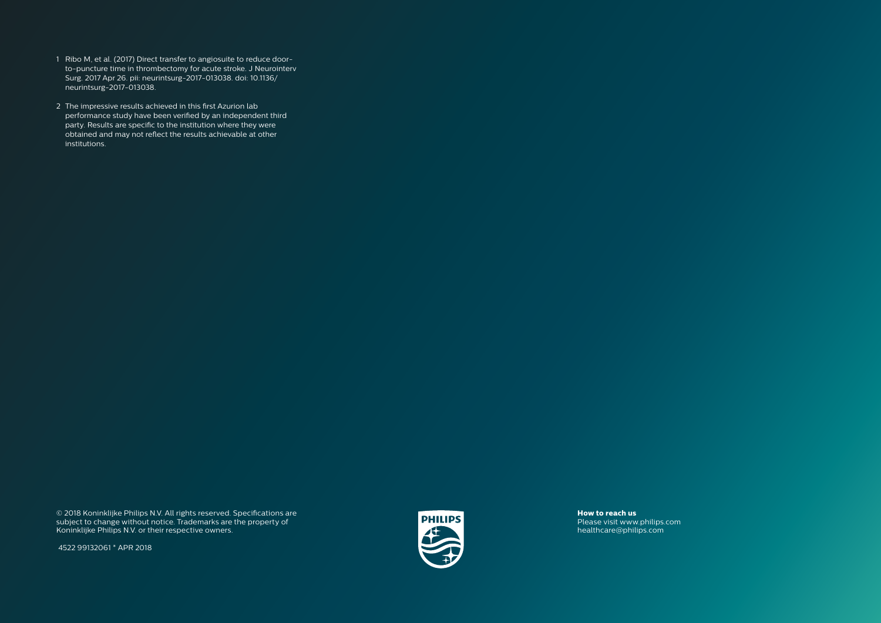1. Ribo M, et al. (2017) Direct transfer to angiosuite to reduce door-to-puncture time in thrombectomy for acute stroke. J Neurointerv Surg. 2017 Apr 26. pii: neurintsurg-2017-013038. doi: 10.1136/neurintsurg-2017-013038.

2. The impressive results achieved in this first Azurion lab performance study have been verified by an independent third party. Results are specific to the institution where they were obtained and may not reflect the results achievable at other institutions.

© 2018 Koninklijke Philips N.V. All rights reserved. Specifications are subject to change without notice. Trademarks are the property of Koninklijke Philips N.V. or their respective owners.

4522 99132061 * APR 2018

PHILIPS

**How to reach us**
Please visit www.philips.com
healthcare@philips.com